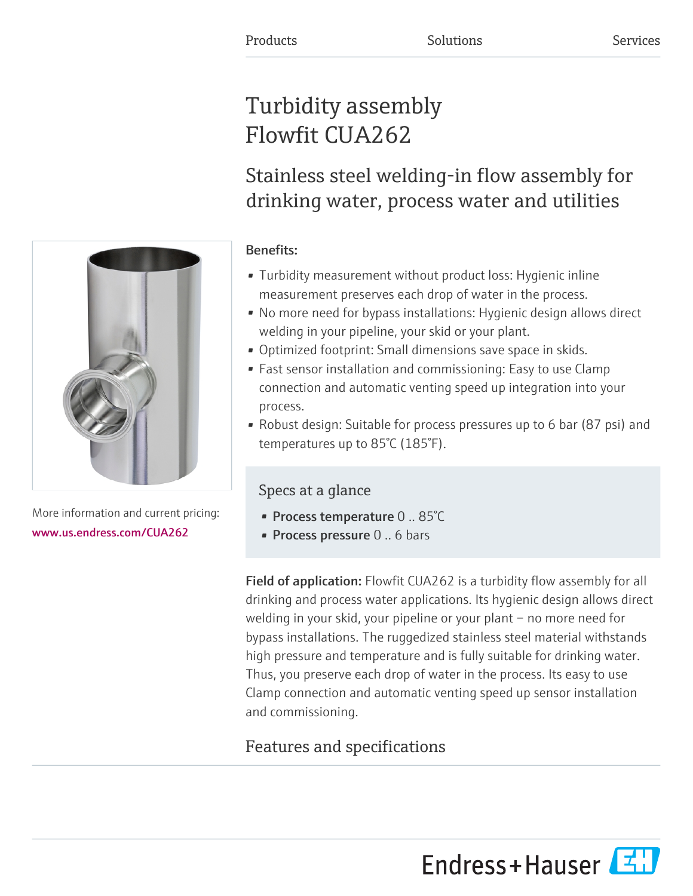Products Solutions Services

# Turbidity assembly Flowfit CUA262

## Stainless steel welding-in flow assembly for drinking water, process water and utilities

More information and current pricing:
www.us.endress.com/CUA262

**Benefits:**

- Turbidity measurement without product loss: Hygienic inline measurement preserves each drop of water in the process.
- No more need for bypass installations: Hygienic design allows direct welding in your pipeline, your skid or your plant.
- Optimized footprint: Small dimensions save space in skids.
- Fast sensor installation and commissioning: Easy to use Clamp connection and automatic venting speed up integration into your process.
- Robust design: Suitable for process pressures up to 6 bar (87 psi) and temperatures up to 85°C (185°F).

### Specs at a glance

- **Process temperature** 0 .. 85°C
- **Process pressure** 0 .. 6 bars

**Field of application:** Flowfit CUA262 is a turbidity flow assembly for all drinking and process water applications. Its hygienic design allows direct welding in your skid, your pipeline or your plant – no more need for bypass installations. The ruggedized stainless steel material withstands high pressure and temperature and is fully suitable for drinking water. Thus, you preserve each drop of water in the process. Its easy to use Clamp connection and automatic venting speed up sensor installation and commissioning.

## Features and specifications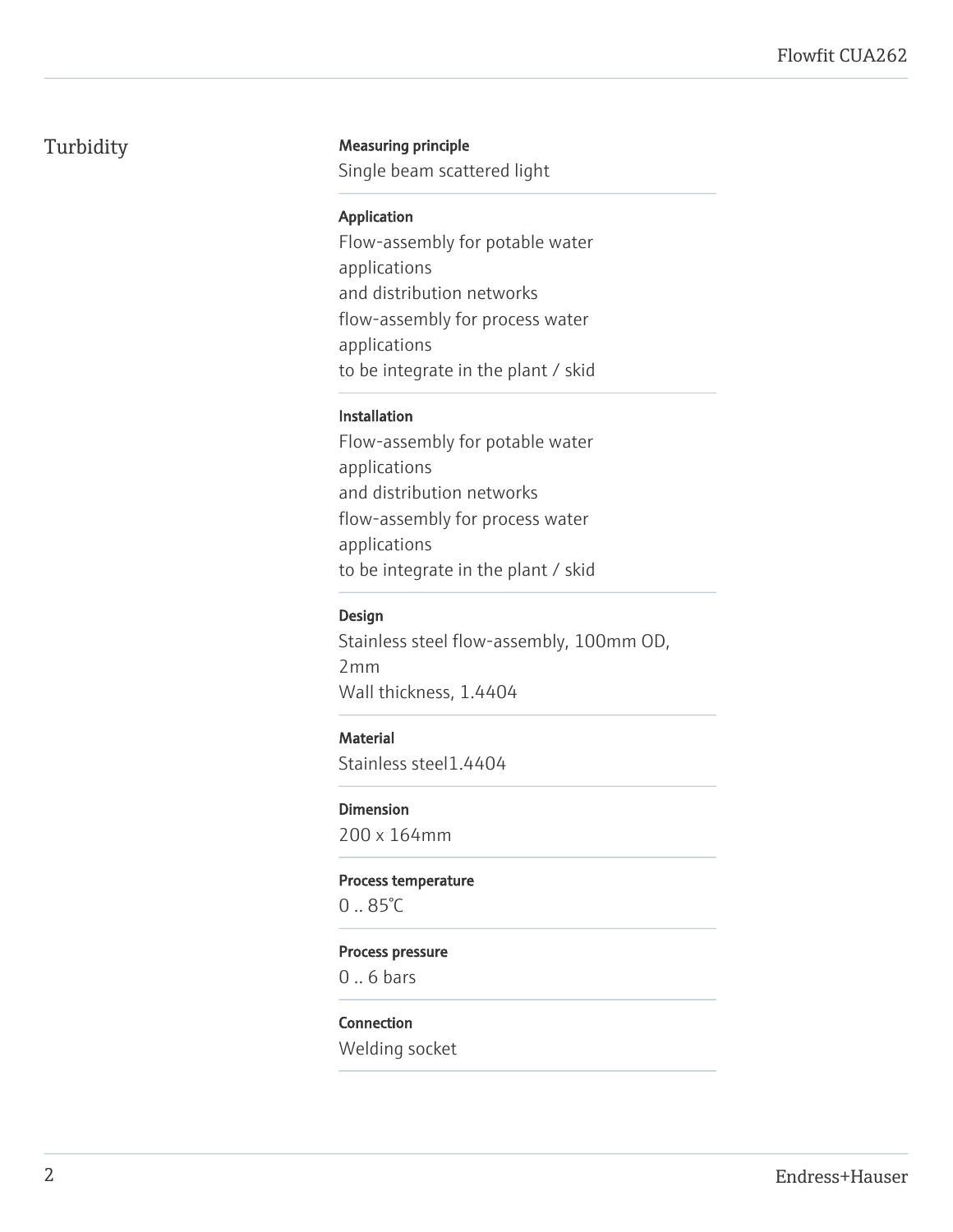# Turbidity

**Measuring principle**

Single beam scattered light

**Application**

Flow-assembly for potable water applications
and distribution networks
flow-assembly for process water applications
to be integrate in the plant / skid

**Installation**

Flow-assembly for potable water applications
and distribution networks
flow-assembly for process water applications
to be integrate in the plant / skid

**Design**

Stainless steel flow-assembly, 100mm OD, 2mm
Wall thickness, 1.4404

**Material**

Stainless steel1.4404

**Dimension**

200 x 164mm

**Process temperature**

0 .. 85°C

**Process pressure**

0 .. 6 bars

**Connection**

Welding socket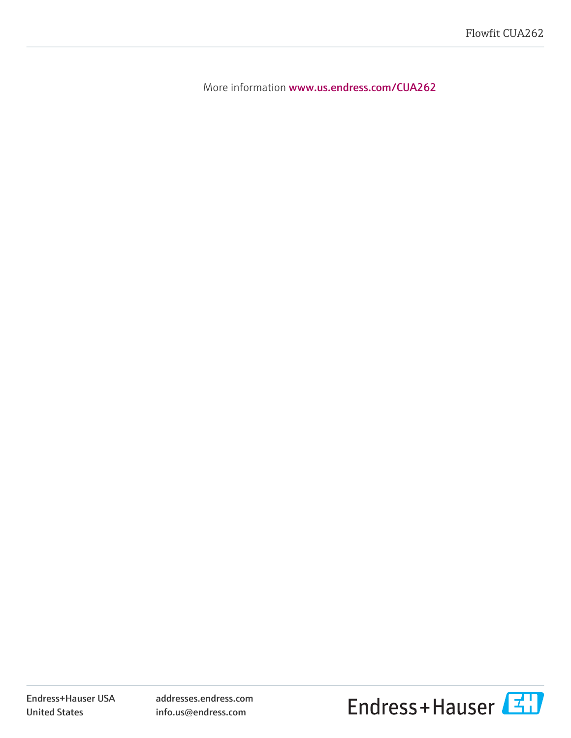More information **www.us.endress.com/CUA262**

Endress+Hauser USA
United States

addresses.endress.com
info.us@endress.com

Endress+Hauser